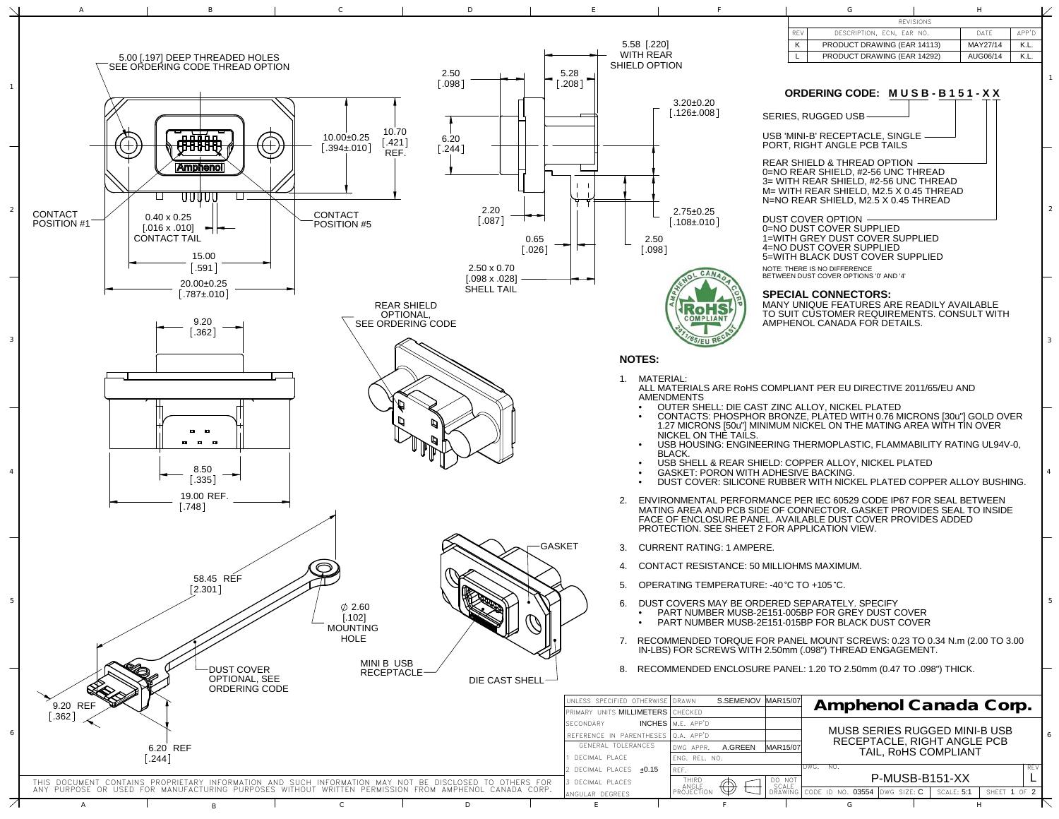| REVISIONS | | | |
|---|---|---|---|
| REV | DESCRIPTION, ECN, EAR NO. | DATE | APP'D |
| K | PRODUCT DRAWING (EAR 14113) | MAY27/14 | K.L. |
| L | PRODUCT DRAWING (EAR 14292) | AUG06/14 | K.L. |

5.00 [.197] DEEP THREADED HOLES
SEE ORDERING CODE THREAD OPTION

CONTACT POSITION #1
CONTACT POSITION #5
0.40 x 0.25 [.016 x .010] CONTACT TAIL
15.00 [.591]
20.00±0.25 [.787±.010]
10.00±0.25 [.394±.010]
10.70 [.421] REF.

2.50 [.098]
5.28 [.208]
5.58 [.220] WITH REAR SHIELD OPTION
6.20 [.244]
3.20±0.20 [.126±.008]
2.20 [.087]
0.65 [.026]
2.75±0.25 [.108±.010]
2.50 [.098]
2.50 x 0.70 [.098 x .028] SHELL TAIL

9.20 [.362]
8.50 [.335]
19.00 REF. [.748]

REAR SHIELD OPTIONAL, SEE ORDERING CODE

58.45 REF [2.301]
⌀ 2.60 [.102] MOUNTING HOLE
DUST COVER OPTIONAL, SEE ORDERING CODE
9.20 REF [.362]
6.20 REF [.244]

GASKET
MINI B USB RECEPTACLE
DIE CAST SHELL

## ORDERING CODE: M U S B - B 1 5 1 - X X

SERIES, RUGGED USB

USB 'MINI-B' RECEPTACLE, SINGLE PORT, RIGHT ANGLE PCB TAILS

REAR SHIELD & THREAD OPTION
0=NO REAR SHIELD, #2-56 UNC THREAD
3= WITH REAR SHIELD, #2-56 UNC THREAD
M= WITH REAR SHIELD, M2.5 X 0.45 THREAD
N=NO REAR SHIELD, M2.5 X 0.45 THREAD

DUST COVER OPTION
0=NO DUST COVER SUPPLIED
1=WITH GREY DUST COVER SUPPLIED
4=NO DUST COVER SUPPLIED
5=WITH BLACK DUST COVER SUPPLIED
NOTE: THERE IS NO DIFFERENCE BETWEEN DUST COVER OPTIONS '0' AND '4'

### SPECIAL CONNECTORS:

MANY UNIQUE FEATURES ARE READILY AVAILABLE TO SUIT CUSTOMER REQUIREMENTS. CONSULT WITH AMPHENOL CANADA FOR DETAILS.

AMPHENOL CANADA CORP RoHS COMPLIANT 2011/65/EU RECAST

### NOTES:

1. MATERIAL:
   ALL MATERIALS ARE RoHS COMPLIANT PER EU DIRECTIVE 2011/65/EU AND AMENDMENTS
   - OUTER SHELL: DIE CAST ZINC ALLOY, NICKEL PLATED
   - CONTACTS: PHOSPHOR BRONZE, PLATED WITH 0.76 MICRONS [30u"] GOLD OVER 1.27 MICRONS [50u"] MINIMUM NICKEL ON THE MATING AREA WITH TIN OVER NICKEL ON THE TAILS.
   - USB HOUSING: ENGINEERING THERMOPLASTIC, FLAMMABILITY RATING UL94V-0, BLACK.
   - USB SHELL & REAR SHIELD: COPPER ALLOY, NICKEL PLATED
   - GASKET: PORON WITH ADHESIVE BACKING.
   - DUST COVER: SILICONE RUBBER WITH NICKEL PLATED COPPER ALLOY BUSHING.
2. ENVIRONMENTAL PERFORMANCE PER IEC 60529 CODE IP67 FOR SEAL BETWEEN MATING AREA AND PCB SIDE OF CONNECTOR. GASKET PROVIDES SEAL TO INSIDE FACE OF ENCLOSURE PANEL. AVAILABLE DUST COVER PROVIDES ADDED PROTECTION. SEE SHEET 2 FOR APPLICATION VIEW.
3. CURRENT RATING: 1 AMPERE.
4. CONTACT RESISTANCE: 50 MILLIOHMS MAXIMUM.
5. OPERATING TEMPERATURE: -40°C TO +105°C.
6. DUST COVERS MAY BE ORDERED SEPARATELY. SPECIFY
   - PART NUMBER MUSB-2E151-005BP FOR GREY DUST COVER
   - PART NUMBER MUSB-2E151-015BP FOR BLACK DUST COVER
7. RECOMMENDED TORQUE FOR PANEL MOUNT SCREWS: 0.23 TO 0.34 N.m (2.00 TO 3.00 IN-LBS) FOR SCREWS WITH 2.50mm (.098") THREAD ENGAGEMENT.
8. RECOMMENDED ENCLOSURE PANEL: 1.20 TO 2.50mm (0.47 TO .098") THICK.

| UNLESS SPECIFIED OTHERWISE | DRAWN | S.SEMENOV | MAR15/07 |
|---|---|---|---|
| PRIMARY UNITS MILLIMETERS | CHECKED | | |
| SECONDARY INCHES | M.E. APP'D | | |
| REFERENCE IN PARENTHESES | Q.A. APP'D | | |
| GENERAL TOLERANCES | DWG APPR. | A.GREEN | MAR15/07 |
| 1 DECIMAL PLACE | ENG. REL. NO. | | |
| 2 DECIMAL PLACES ±0.15 | REF. | | |
| 3 DECIMAL PLACES | THIRD ANGLE PROJECTION | | DO NOT SCALE DRAWING |
| ANGULAR DEGREES | | | |

**Amphenol Canada Corp.**

MUSB SERIES RUGGED MINI-B USB RECEPTACLE, RIGHT ANGLE PCB TAIL, RoHS COMPLIANT

DWG. NO. P-MUSB-B151-XX — REV L

CODE ID NO. 03554 | DWG SIZE: C | SCALE: 5:1 | SHEET 1 OF 2

THIS DOCUMENT CONTAINS PROPRIETARY INFORMATION AND SUCH INFORMATION MAY NOT BE DISCLOSED TO OTHERS FOR ANY PURPOSE OR USED FOR MANUFACTURING PURPOSES WITHOUT WRITTEN PERMISSION FROM AMPHENOL CANADA CORP.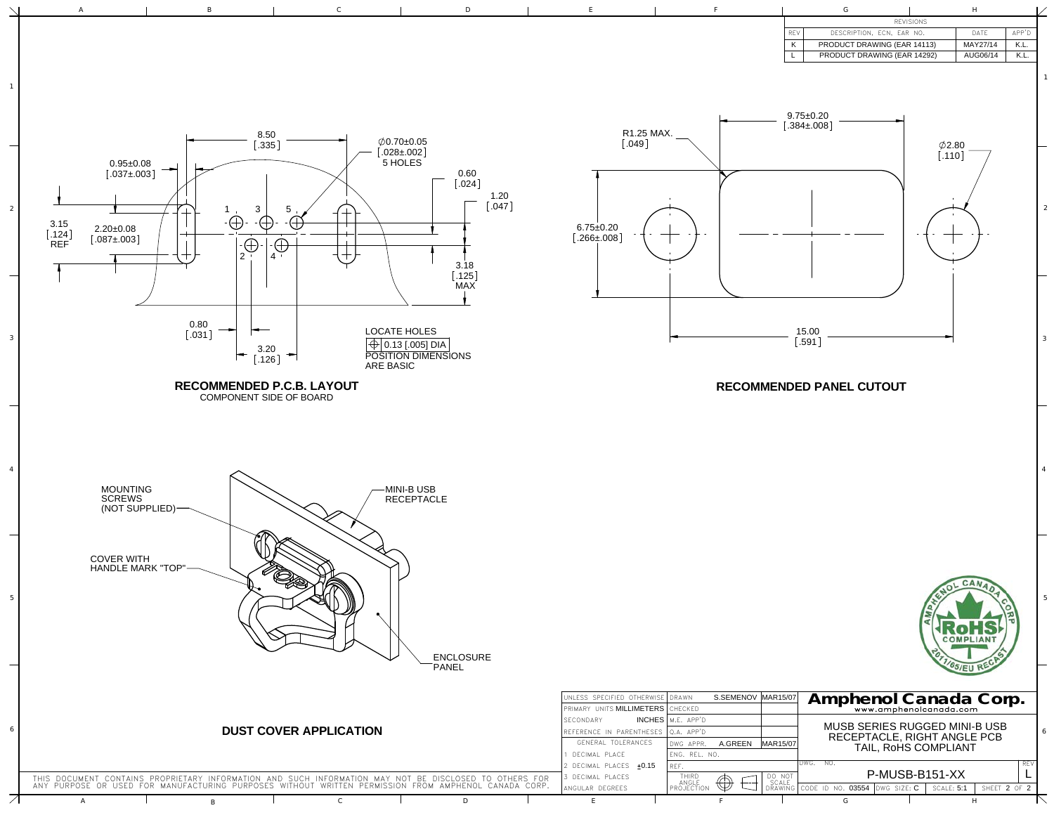| REVISIONS | | | |
|---|---|---|---|
| REV | DESCRIPTION, ECN, EAR NO. | DATE | APP'D |
| K | PRODUCT DRAWING (EAR 14113) | MAY27/14 | K.L. |
| L | PRODUCT DRAWING (EAR 14292) | AUG06/14 | K.L. |

8.50
[.335]

0.95±0.08
[.037±.003]

∅0.70±0.05
[.028±.002]
5 HOLES

0.60
[.024]

1.20
[.047]

3.15
[.124]
REF

2.20±0.08
[.087±.003]

1 3 5
2 4

3.18
[.125]
MAX

0.80
[.031]

3.20
[.126]

LOCATE HOLES
⊕ 0.13 [.005] DIA
POSITION DIMENSIONS
ARE BASIC

**RECOMMENDED P.C.B. LAYOUT**
COMPONENT SIDE OF BOARD

R1.25 MAX.
[.049]

9.75±0.20
[.384±.008]

∅2.80
[.110]

6.75±0.20
[.266±.008]

15.00
[.591]

**RECOMMENDED PANEL CUTOUT**

MOUNTING
SCREWS
(NOT SUPPLIED)

MINI-B USB
RECEPTACLE

COVER WITH
HANDLE MARK "TOP"

ENCLOSURE
PANEL

**DUST COVER APPLICATION**

THIS DOCUMENT CONTAINS PROPRIETARY INFORMATION AND SUCH INFORMATION MAY NOT BE DISCLOSED TO OTHERS FOR ANY PURPOSE OR USED FOR MANUFACTURING PURPOSES WITHOUT WRITTEN PERMISSION FROM AMPHENOL CANADA CORP.

| | | | |
|---|---|---|---|
| UNLESS SPECIFIED OTHERWISE | DRAWN | S.SEMENOV | MAR15/07 |
| PRIMARY UNITS MILLIMETERS | CHECKED | | |
| SECONDARY INCHES | M.E. APP'D | | |
| REFERENCE IN PARENTHESES | Q.A. APP'D | | |
| GENERAL TOLERANCES | DWG APPR. | A.GREEN | MAR15/07 |
| 1 DECIMAL PLACE | ENG. REL. NO. | | |
| 2 DECIMAL PLACES ±0.15 | REF. | | |
| 3 DECIMAL PLACES | THIRD ANGLE PROJECTION | | DO NOT SCALE DRAWING |
| ANGULAR DEGREES | | | |

**Amphenol Canada Corp.**
www.amphenolcanada.com

MUSB SERIES RUGGED MINI-B USB RECEPTACLE, RIGHT ANGLE PCB TAIL, RoHS COMPLIANT

DWG. NO. P-MUSB-B151-XX REV L

CODE ID NO. 03554 | DWG SIZE: C | SCALE: 5:1 | SHEET 2 OF 2

AMPHENOL CANADA CORP — RoHS COMPLIANT — 2011/65/EU RECAST